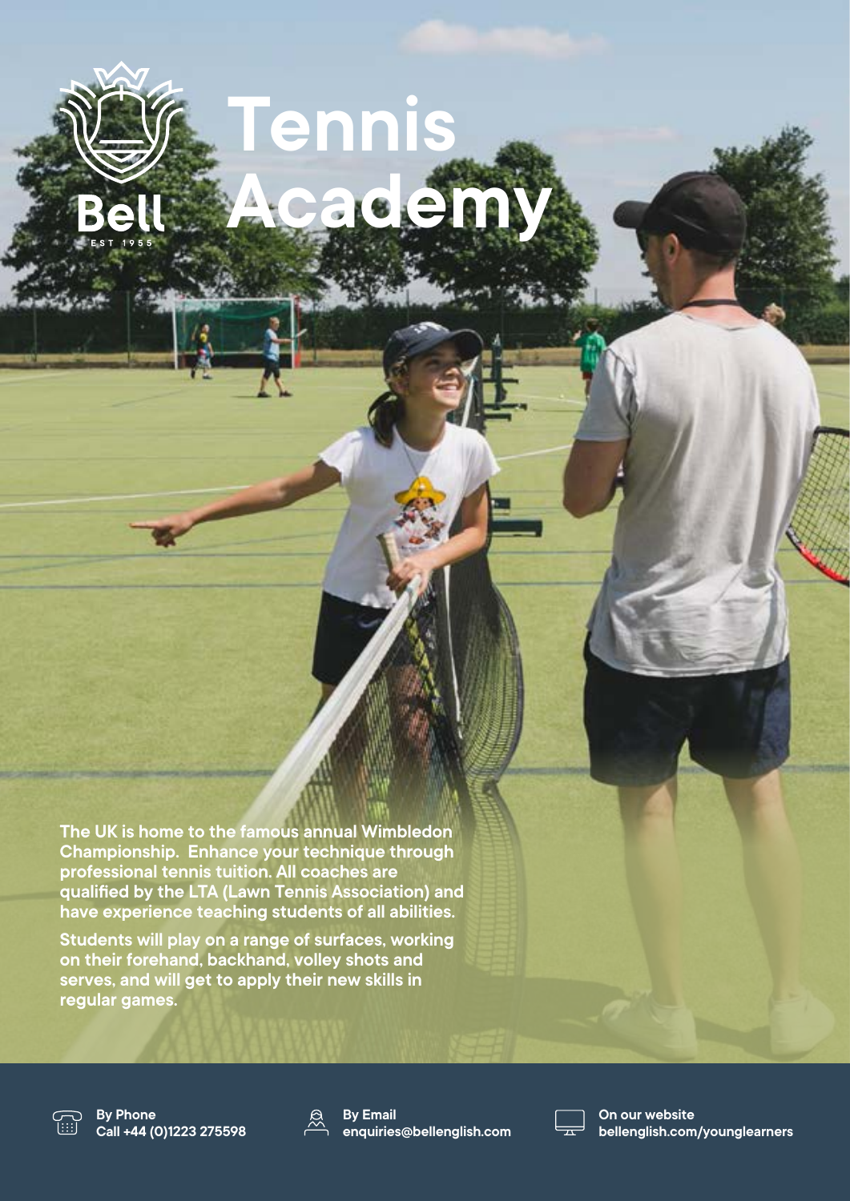Bell

EST 1955

# Tennis Academy

The UK is home to the famous annual Wimbledon Championship. Enhance your technique through professional tennis tuition. All coaches are qualified by the LTA (Lawn Tennis Association) and have experience teaching students of all abilities.

Students will play on a range of surfaces, working on their forehand, backhand, volley shots and serves, and will get to apply their new skills in regular games.

**By Phone**
**Call +44 (0)1223 275598**

**By Email**
**enquiries@bellenglish.com**

**On our website**
**bellenglish.com/younglearners**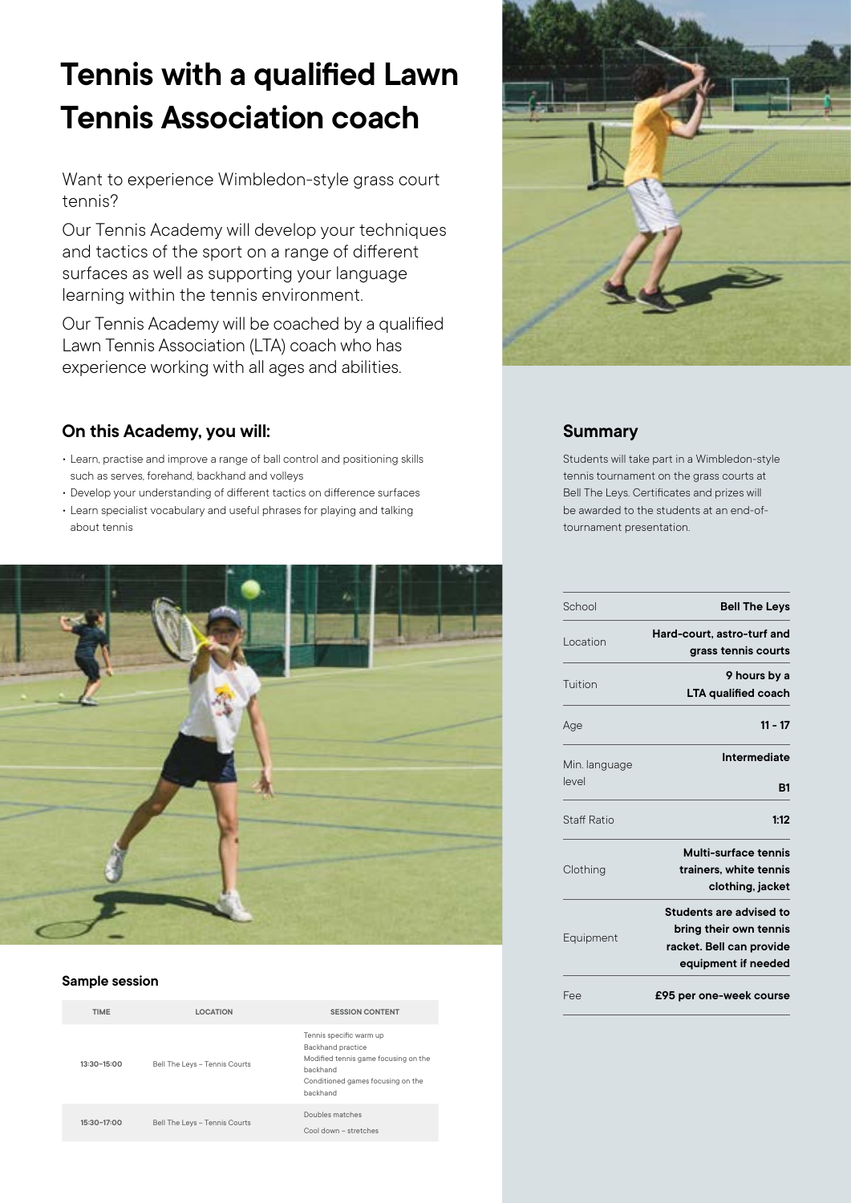# Tennis with a qualified Lawn Tennis Association coach

Want to experience Wimbledon-style grass court tennis?

Our Tennis Academy will develop your techniques and tactics of the sport on a range of different surfaces as well as supporting your language learning within the tennis environment.

Our Tennis Academy will be coached by a qualified Lawn Tennis Association (LTA) coach who has experience working with all ages and abilities.

### On this Academy, you will:

- Learn, practise and improve a range of ball control and positioning skills such as serves, forehand, backhand and volleys
- Develop your understanding of different tactics on difference surfaces
- Learn specialist vocabulary and useful phrases for playing and talking about tennis

### Sample session

| TIME | LOCATION | SESSION CONTENT |
|---|---|---|
| 13:30–15:00 | Bell The Leys – Tennis Courts | Tennis specific warm up<br>Backhand practice<br>Modified tennis game focusing on the backhand<br>Conditioned games focusing on the backhand |
| 15:30–17:00 | Bell The Leys – Tennis Courts | Doubles matches<br>Cool down – stretches |

### Summary

Students will take part in a Wimbledon-style tennis tournament on the grass courts at Bell The Leys. Certificates and prizes will be awarded to the students at an end-of-tournament presentation.

| | |
|---|---|
| School | **Bell The Leys** |
| Location | **Hard-court, astro-turf and grass tennis courts** |
| Tuition | **9 hours by a LTA qualified coach** |
| Age | **11 - 17** |
| Min. language level | **Intermediate B1** |
| Staff Ratio | **1:12** |
| Clothing | **Multi-surface tennis trainers, white tennis clothing, jacket** |
| Equipment | **Students are advised to bring their own tennis racket. Bell can provide equipment if needed** |
| Fee | **£95 per one-week course** |